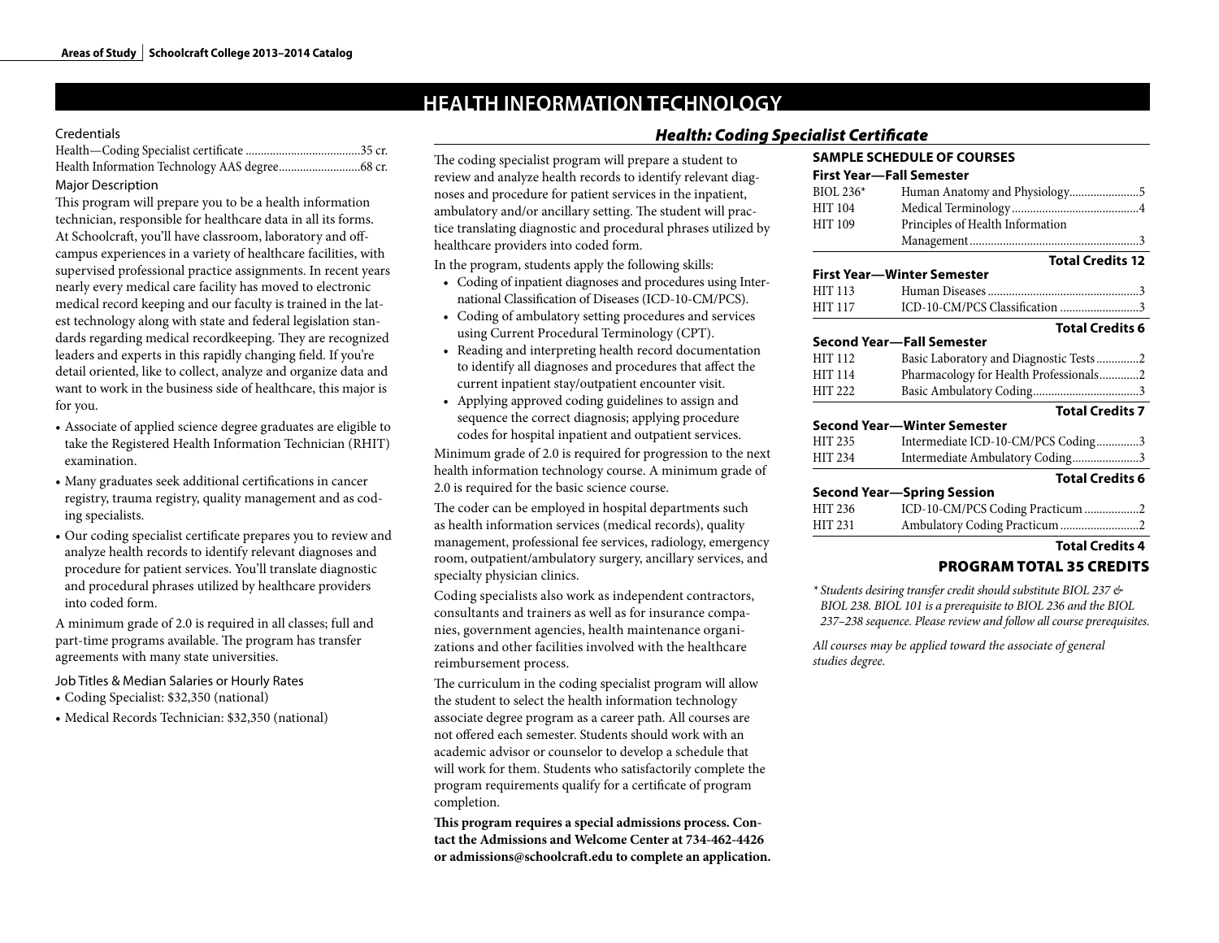// Page 1 of 2, document c2d46ae35d22

# HEALTH INFORMATION TECHNOLOGY

Credentials

Health—Coding Specialist certificate ......................................35 cr.
Health Information Technology AAS degree...........................68 cr.

Major Description

This program will prepare you to be a health information technician, responsible for healthcare data in all its forms. At Schoolcraft, you'll have classroom, laboratory and off-campus experiences in a variety of healthcare facilities, with supervised professional practice assignments. In recent years nearly every medical care facility has moved to electronic medical record keeping and our faculty is trained in the latest technology along with state and federal legislation standards regarding medical recordkeeping. They are recognized leaders and experts in this rapidly changing field. If you're detail oriented, like to collect, analyze and organize data and want to work in the business side of healthcare, this major is for you.

- Associate of applied science degree graduates are eligible to take the Registered Health Information Technician (RHIT) examination.
- Many graduates seek additional certifications in cancer registry, trauma registry, quality management and as coding specialists.
- Our coding specialist certificate prepares you to review and analyze health records to identify relevant diagnoses and procedure for patient services. You'll translate diagnostic and procedural phrases utilized by healthcare providers into coded form.

A minimum grade of 2.0 is required in all classes; full and part-time programs available. The program has transfer agreements with many state universities.

Job Titles & Median Salaries or Hourly Rates

- Coding Specialist: $32,350 (national)
- Medical Records Technician: $32,350 (national)

## *Health: Coding Specialist Certificate*

The coding specialist program will prepare a student to review and analyze health records to identify relevant diagnoses and procedure for patient services in the inpatient, ambulatory and/or ancillary setting. The student will practice translating diagnostic and procedural phrases utilized by healthcare providers into coded form.

In the program, students apply the following skills:

- Coding of inpatient diagnoses and procedures using International Classification of Diseases (ICD-10-CM/PCS).
- Coding of ambulatory setting procedures and services using Current Procedural Terminology (CPT).
- Reading and interpreting health record documentation to identify all diagnoses and procedures that affect the current inpatient stay/outpatient encounter visit.
- Applying approved coding guidelines to assign and sequence the correct diagnosis; applying procedure codes for hospital inpatient and outpatient services.

Minimum grade of 2.0 is required for progression to the next health information technology course. A minimum grade of 2.0 is required for the basic science course.

The coder can be employed in hospital departments such as health information services (medical records), quality management, professional fee services, radiology, emergency room, outpatient/ambulatory surgery, ancillary services, and specialty physician clinics.

Coding specialists also work as independent contractors, consultants and trainers as well as for insurance companies, government agencies, health maintenance organizations and other facilities involved with the healthcare reimbursement process.

The curriculum in the coding specialist program will allow the student to select the health information technology associate degree program as a career path. All courses are not offered each semester. Students should work with an academic advisor or counselor to develop a schedule that will work for them. Students who satisfactorily complete the program requirements qualify for a certificate of program completion.

**This program requires a special admissions process. Contact the Admissions and Welcome Center at 734-462-4426 or admissions@schoolcraft.edu to complete an application.**

### SAMPLE SCHEDULE OF COURSES

**First Year—Fall Semester**

| Course | Title | Credits |
|---|---|---|
| BIOL 236* | Human Anatomy and Physiology | 5 |
| HIT 104 | Medical Terminology | 4 |
| HIT 109 | Principles of Health Information Management | 3 |
| | **Total Credits** | **12** |

**First Year—Winter Semester**

| Course | Title | Credits |
|---|---|---|
| HIT 113 | Human Diseases | 3 |
| HIT 117 | ICD-10-CM/PCS Classification | 3 |
| | **Total Credits** | **6** |

**Second Year—Fall Semester**

| Course | Title | Credits |
|---|---|---|
| HIT 112 | Basic Laboratory and Diagnostic Tests | 2 |
| HIT 114 | Pharmacology for Health Professionals | 2 |
| HIT 222 | Basic Ambulatory Coding | 3 |
| | **Total Credits** | **7** |

**Second Year—Winter Semester**

| Course | Title | Credits |
|---|---|---|
| HIT 235 | Intermediate ICD-10-CM/PCS Coding | 3 |
| HIT 234 | Intermediate Ambulatory Coding | 3 |
| | **Total Credits** | **6** |

**Second Year—Spring Session**

| Course | Title | Credits |
|---|---|---|
| HIT 236 | ICD-10-CM/PCS Coding Practicum | 2 |
| HIT 231 | Ambulatory Coding Practicum | 2 |
| | **Total Credits** | **4** |

**PROGRAM TOTAL 35 CREDITS**

*\* Students desiring transfer credit should substitute BIOL 237 & BIOL 238. BIOL 101 is a prerequisite to BIOL 236 and the BIOL 237–238 sequence. Please review and follow all course prerequisites.*

*All courses may be applied toward the associate of general studies degree.*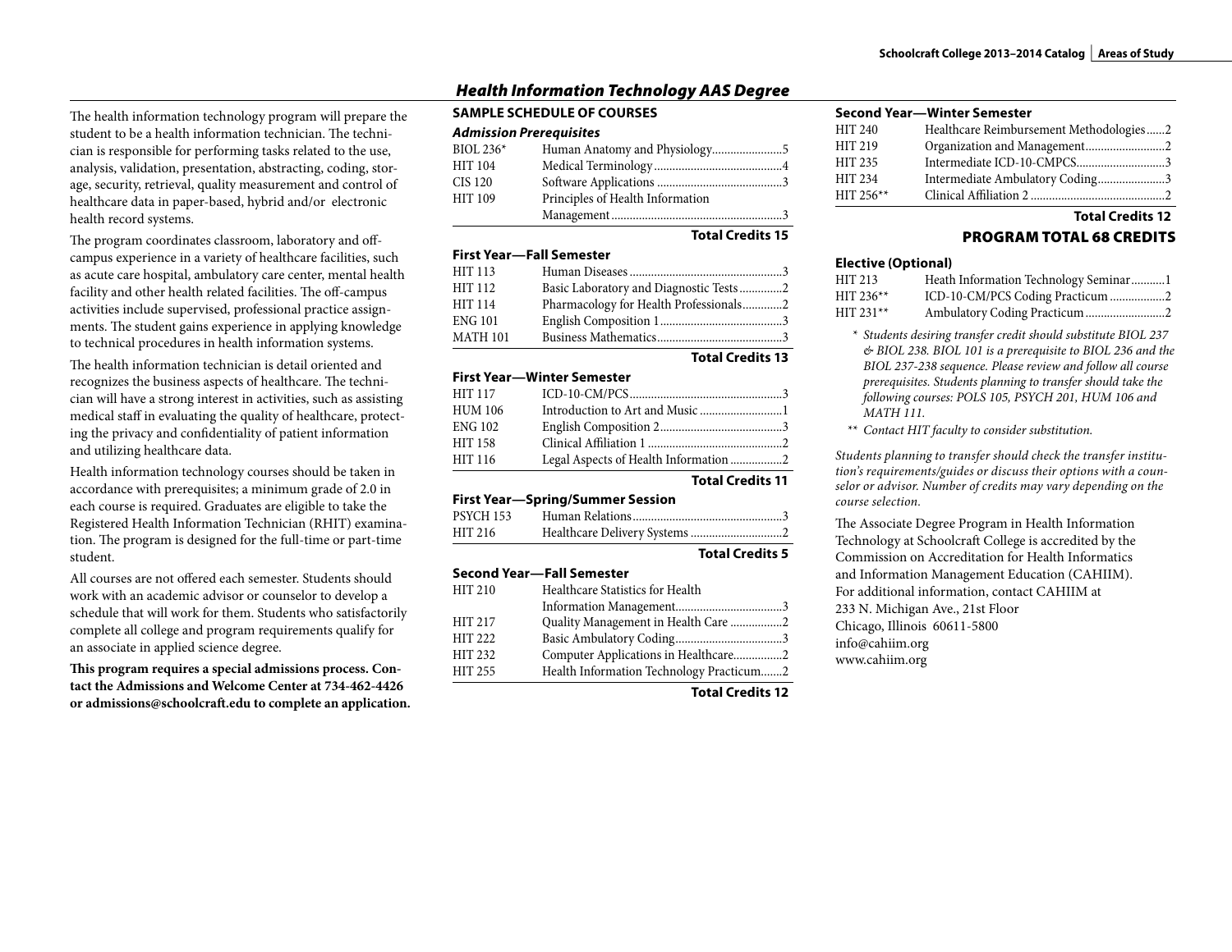# Health Information Technology AAS Degree

The health information technology program will prepare the student to be a health information technician. The technician is responsible for performing tasks related to the use, analysis, validation, presentation, abstracting, coding, storage, security, retrieval, quality measurement and control of healthcare data in paper-based, hybrid and/or electronic health record systems.

The program coordinates classroom, laboratory and off-campus experience in a variety of healthcare facilities, such as acute care hospital, ambulatory care center, mental health facility and other health related facilities. The off-campus activities include supervised, professional practice assignments. The student gains experience in applying knowledge to technical procedures in health information systems.

The health information technician is detail oriented and recognizes the business aspects of healthcare. The technician will have a strong interest in activities, such as assisting medical staff in evaluating the quality of healthcare, protecting the privacy and confidentiality of patient information and utilizing healthcare data.

Health information technology courses should be taken in accordance with prerequisites; a minimum grade of 2.0 in each course is required. Graduates are eligible to take the Registered Health Information Technician (RHIT) examination. The program is designed for the full-time or part-time student.

All courses are not offered each semester. Students should work with an academic advisor or counselor to develop a schedule that will work for them. Students who satisfactorily complete all college and program requirements qualify for an associate in applied science degree.

**This program requires a special admissions process. Contact the Admissions and Welcome Center at 734-462-4426 or admissions@schoolcraft.edu to complete an application.**

## SAMPLE SCHEDULE OF COURSES

### *Admission Prerequisites*

| | | |
|---|---|---|
| BIOL 236* | Human Anatomy and Physiology | 5 |
| HIT 104 | Medical Terminology | 4 |
| CIS 120 | Software Applications | 3 |
| HIT 109 | Principles of Health Information Management | 3 |
| | **Total Credits** | **15** |

### First Year—Fall Semester

| | | |
|---|---|---|
| HIT 113 | Human Diseases | 3 |
| HIT 112 | Basic Laboratory and Diagnostic Tests | 2 |
| HIT 114 | Pharmacology for Health Professionals | 2 |
| ENG 101 | English Composition 1 | 3 |
| MATH 101 | Business Mathematics | 3 |
| | **Total Credits** | **13** |

### First Year—Winter Semester

| | | |
|---|---|---|
| HIT 117 | ICD-10-CM/PCS | 3 |
| HUM 106 | Introduction to Art and Music | 1 |
| ENG 102 | English Composition 2 | 3 |
| HIT 158 | Clinical Affiliation 1 | 2 |
| HIT 116 | Legal Aspects of Health Information | 2 |
| | **Total Credits** | **11** |

### First Year—Spring/Summer Session

| | | |
|---|---|---|
| PSYCH 153 | Human Relations | 3 |
| HIT 216 | Healthcare Delivery Systems | 2 |
| | **Total Credits** | **5** |

### Second Year—Fall Semester

| | | |
|---|---|---|
| HIT 210 | Healthcare Statistics for Health Information Management | 3 |
| HIT 217 | Quality Management in Health Care | 2 |
| HIT 222 | Basic Ambulatory Coding | 3 |
| HIT 232 | Computer Applications in Healthcare | 2 |
| HIT 255 | Health Information Technology Practicum | 2 |
| | **Total Credits** | **12** |

### Second Year—Winter Semester

| | | |
|---|---|---|
| HIT 240 | Healthcare Reimbursement Methodologies | 2 |
| HIT 219 | Organization and Management | 2 |
| HIT 235 | Intermediate ICD-10-CMPCS | 3 |
| HIT 234 | Intermediate Ambulatory Coding | 3 |
| HIT 256** | Clinical Affiliation 2 | 2 |
| | **Total Credits** | **12** |

**PROGRAM TOTAL 68 CREDITS**

### Elective (Optional)

| | | |
|---|---|---|
| HIT 213 | Heath Information Technology Seminar | 1 |
| HIT 236** | ICD-10-CM/PCS Coding Practicum | 2 |
| HIT 231** | Ambulatory Coding Practicum | 2 |

\* *Students desiring transfer credit should substitute BIOL 237 & BIOL 238. BIOL 101 is a prerequisite to BIOL 236 and the BIOL 237-238 sequence. Please review and follow all course prerequisites. Students planning to transfer should take the following courses: POLS 105, PSYCH 201, HUM 106 and MATH 111.*

\*\* *Contact HIT faculty to consider substitution.*

*Students planning to transfer should check the transfer institution's requirements/guides or discuss their options with a counselor or advisor. Number of credits may vary depending on the course selection.*

The Associate Degree Program in Health Information Technology at Schoolcraft College is accredited by the Commission on Accreditation for Health Informatics and Information Management Education (CAHIIM). For additional information, contact CAHIIM at
233 N. Michigan Ave., 21st Floor
Chicago, Illinois 60611-5800
info@cahiim.org
www.cahiim.org